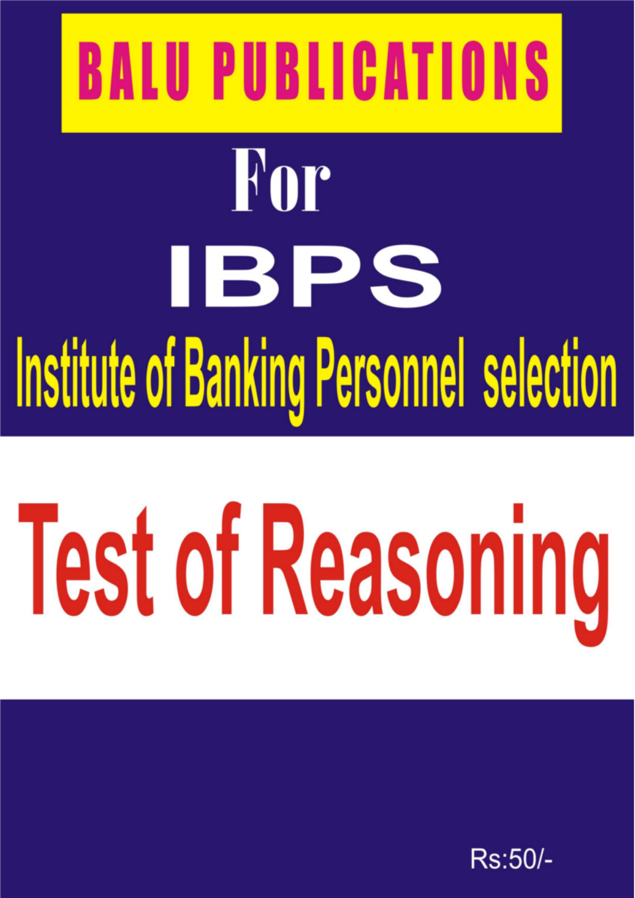# BALU PUBLICATIONS

## For

# IBPS

## Institute of Banking Personnel selection

# Test of Reasoning

Rs:50/-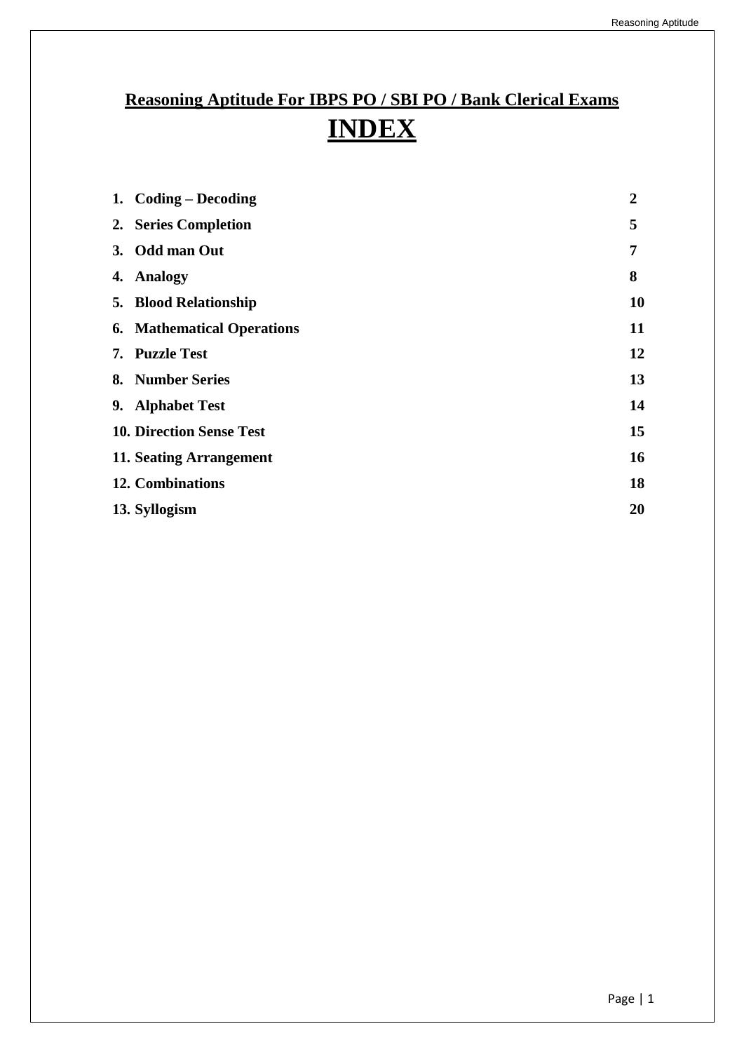## Reasoning Aptitude For IBPS PO / SBI PO / Bank Clerical Exams

# INDEX

| | |
|---|---|
| **1. Coding – Decoding** | **2** |
| **2. Series Completion** | **5** |
| **3. Odd man Out** | **7** |
| **4. Analogy** | **8** |
| **5. Blood Relationship** | **10** |
| **6. Mathematical Operations** | **11** |
| **7. Puzzle Test** | **12** |
| **8. Number Series** | **13** |
| **9. Alphabet Test** | **14** |
| **10. Direction Sense Test** | **15** |
| **11. Seating Arrangement** | **16** |
| **12. Combinations** | **18** |
| **13. Syllogism** | **20** |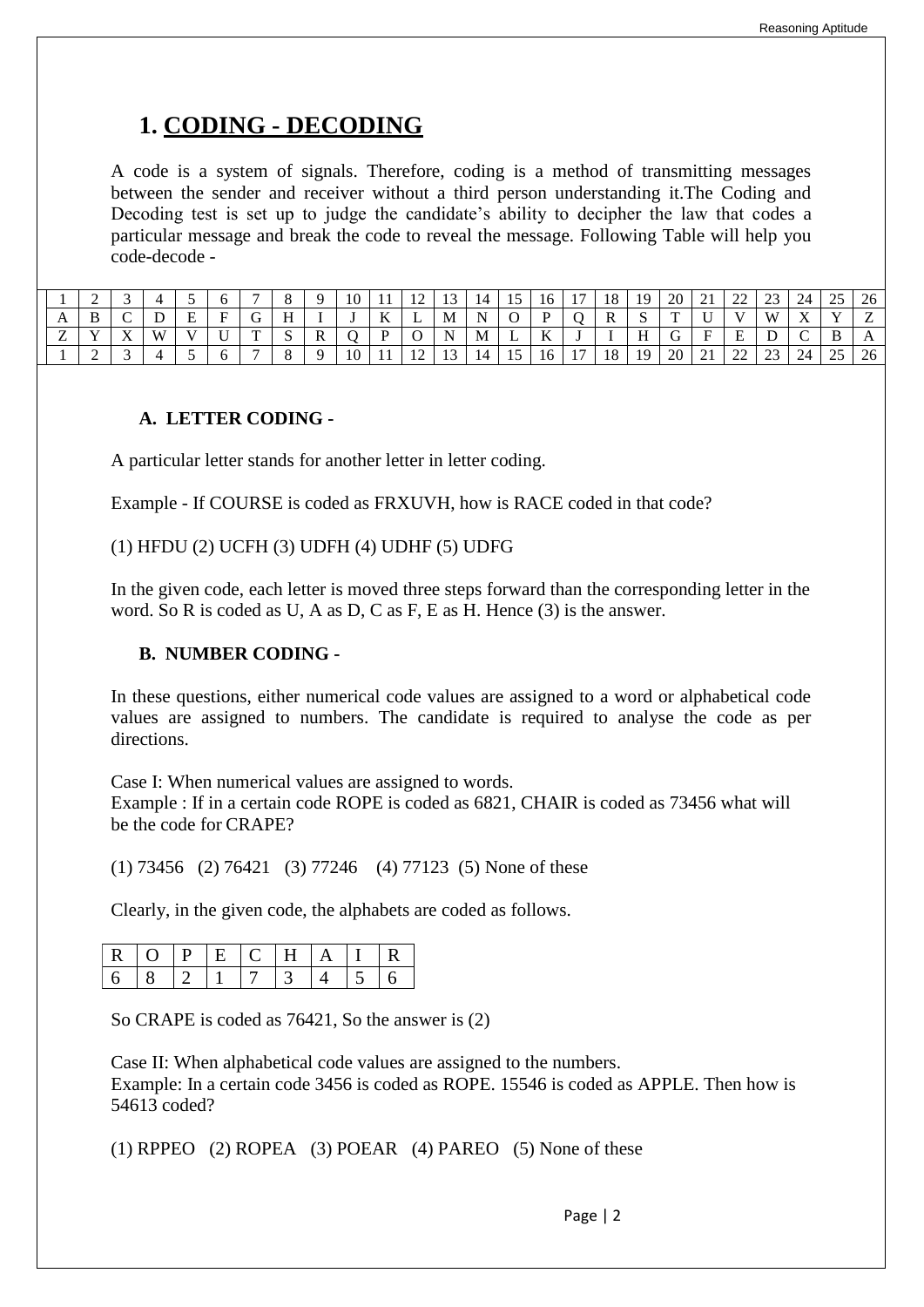# 1. CODING - DECODING

A code is a system of signals. Therefore, coding is a method of transmitting messages between the sender and receiver without a third person understanding it.The Coding and Decoding test is set up to judge the candidate's ability to decipher the law that codes a particular message and break the code to reveal the message. Following Table will help you code-decode -

| 1 | 2 | 3 | 4 | 5 | 6 | 7 | 8 | 9 | 10 | 11 | 12 | 13 | 14 | 15 | 16 | 17 | 18 | 19 | 20 | 21 | 22 | 23 | 24 | 25 | 26 |
|---|---|---|---|---|---|---|---|---|---|---|---|---|---|---|---|---|---|---|---|---|---|---|---|---|---|
| A | B | C | D | E | F | G | H | I | J | K | L | M | N | O | P | Q | R | S | T | U | V | W | X | Y | Z |
| Z | Y | X | W | V | U | T | S | R | Q | P | O | N | M | L | K | J | I | H | G | F | E | D | C | B | A |
| 1 | 2 | 3 | 4 | 5 | 6 | 7 | 8 | 9 | 10 | 11 | 12 | 13 | 14 | 15 | 16 | 17 | 18 | 19 | 20 | 21 | 22 | 23 | 24 | 25 | 26 |

### A. LETTER CODING -

A particular letter stands for another letter in letter coding.

Example - If COURSE is coded as FRXUVH, how is RACE coded in that code?

(1) HFDU (2) UCFH (3) UDFH (4) UDHF (5) UDFG

In the given code, each letter is moved three steps forward than the corresponding letter in the word. So R is coded as U, A as D, C as F, E as H. Hence (3) is the answer.

### B. NUMBER CODING -

In these questions, either numerical code values are assigned to a word or alphabetical code values are assigned to numbers. The candidate is required to analyse the code as per directions.

Case I: When numerical values are assigned to words.
Example : If in a certain code ROPE is coded as 6821, CHAIR is coded as 73456 what will be the code for CRAPE?

(1) 73456 (2) 76421 (3) 77246 (4) 77123 (5) None of these

Clearly, in the given code, the alphabets are coded as follows.

| R | O | P | E | C | H | A | I | R |
|---|---|---|---|---|---|---|---|---|
| 6 | 8 | 2 | 1 | 7 | 3 | 4 | 5 | 6 |

So CRAPE is coded as 76421, So the answer is (2)

Case II: When alphabetical code values are assigned to the numbers.
Example: In a certain code 3456 is coded as ROPE. 15546 is coded as APPLE. Then how is 54613 coded?

(1) RPPEO (2) ROPEA (3) POEAR (4) PAREO (5) None of these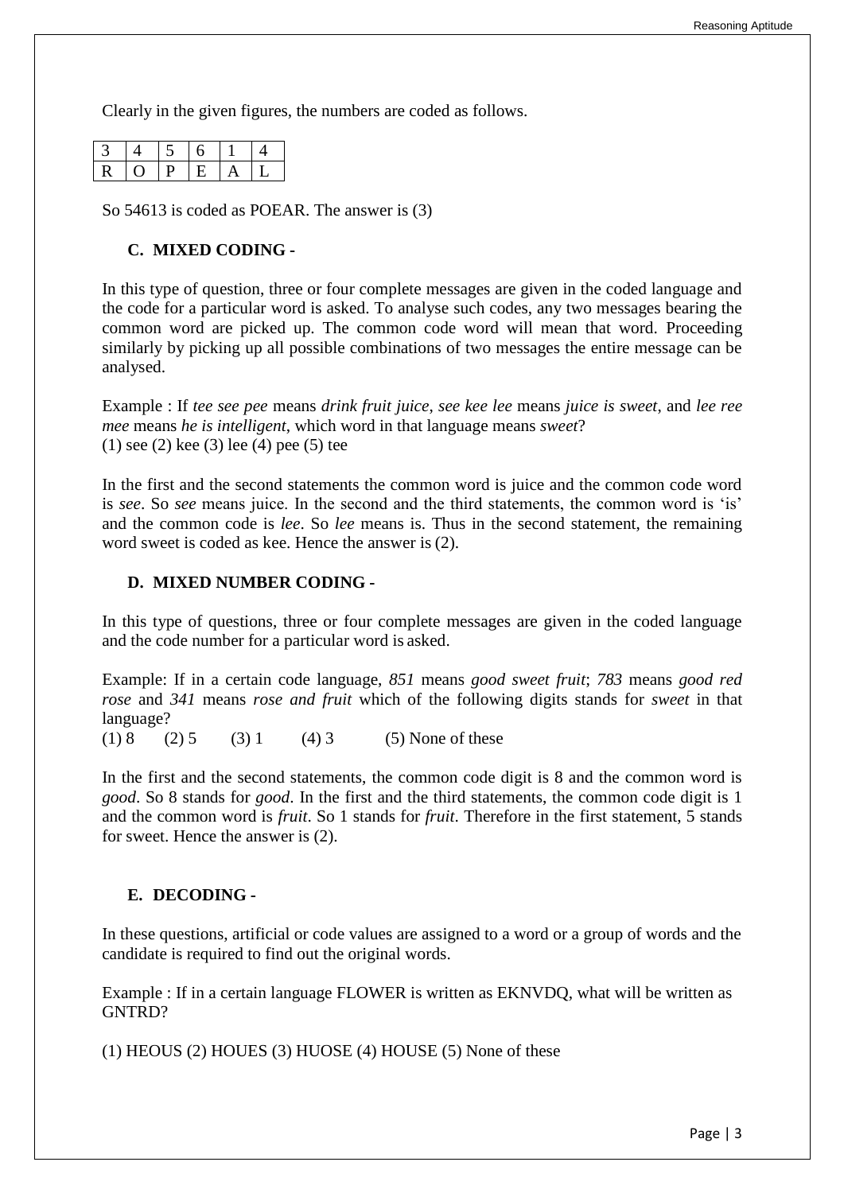Clearly in the given figures, the numbers are coded as follows.

| 3 | 4 | 5 | 6 | 1 | 4 |
|---|---|---|---|---|---|
| R | O | P | E | A | L |

So 54613 is coded as POEAR. The answer is (3)

### C. MIXED CODING -

In this type of question, three or four complete messages are given in the coded language and the code for a particular word is asked. To analyse such codes, any two messages bearing the common word are picked up. The common code word will mean that word. Proceeding similarly by picking up all possible combinations of two messages the entire message can be analysed.

Example : If *tee see pee* means *drink fruit juice*, *see kee lee* means *juice is sweet*, and *lee ree mee* means *he is intelligent*, which word in that language means *sweet*?
(1) see (2) kee (3) lee (4) pee (5) tee

In the first and the second statements the common word is juice and the common code word is *see*. So *see* means juice. In the second and the third statements, the common word is 'is' and the common code is *lee*. So *lee* means is. Thus in the second statement, the remaining word sweet is coded as kee. Hence the answer is (2).

### D. MIXED NUMBER CODING -

In this type of questions, three or four complete messages are given in the coded language and the code number for a particular word is asked.

Example: If in a certain code language, *851* means *good sweet fruit*; *783* means *good red rose* and *341* means *rose and fruit* which of the following digits stands for *sweet* in that language?
(1) 8 (2) 5 (3) 1 (4) 3 (5) None of these

In the first and the second statements, the common code digit is 8 and the common word is *good*. So 8 stands for *good*. In the first and the third statements, the common code digit is 1 and the common word is *fruit*. So 1 stands for *fruit*. Therefore in the first statement, 5 stands for sweet. Hence the answer is (2).

### E. DECODING -

In these questions, artificial or code values are assigned to a word or a group of words and the candidate is required to find out the original words.

Example : If in a certain language FLOWER is written as EKNVDQ, what will be written as GNTRD?

(1) HEOUS (2) HOUES (3) HUOSE (4) HOUSE (5) None of these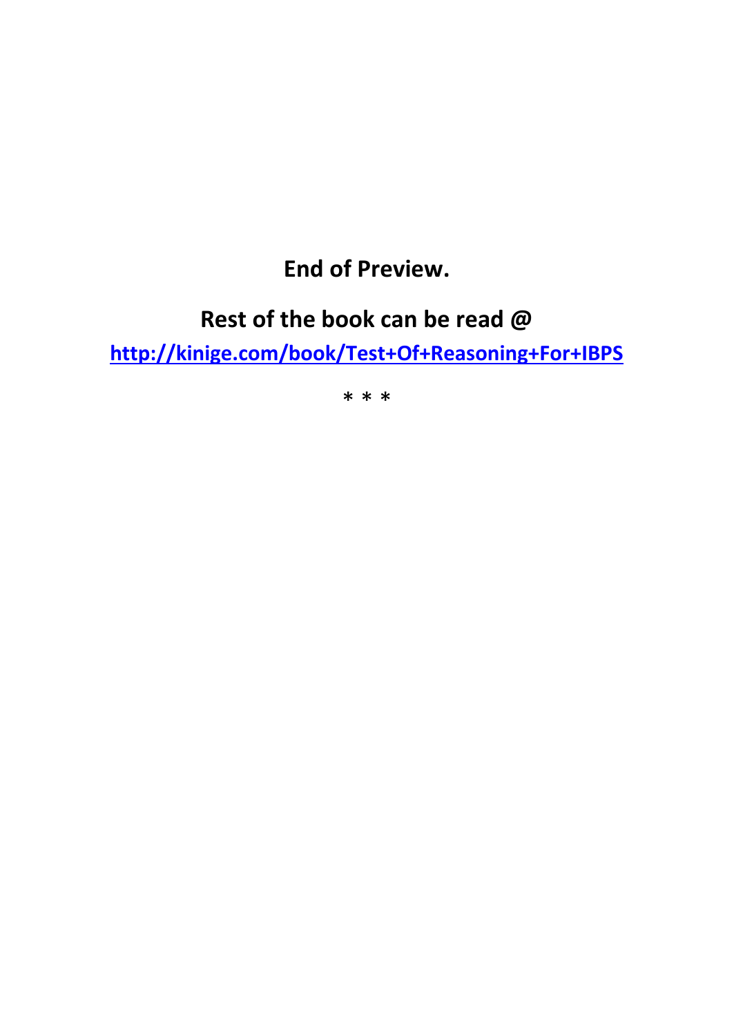**End of Preview.**

**Rest of the book can be read @**

**[http://kinige.com/book/Test+Of+Reasoning+For+IBPS](http://kinige.com/book/Test+Of+Reasoning+For+IBPS)**

* * *